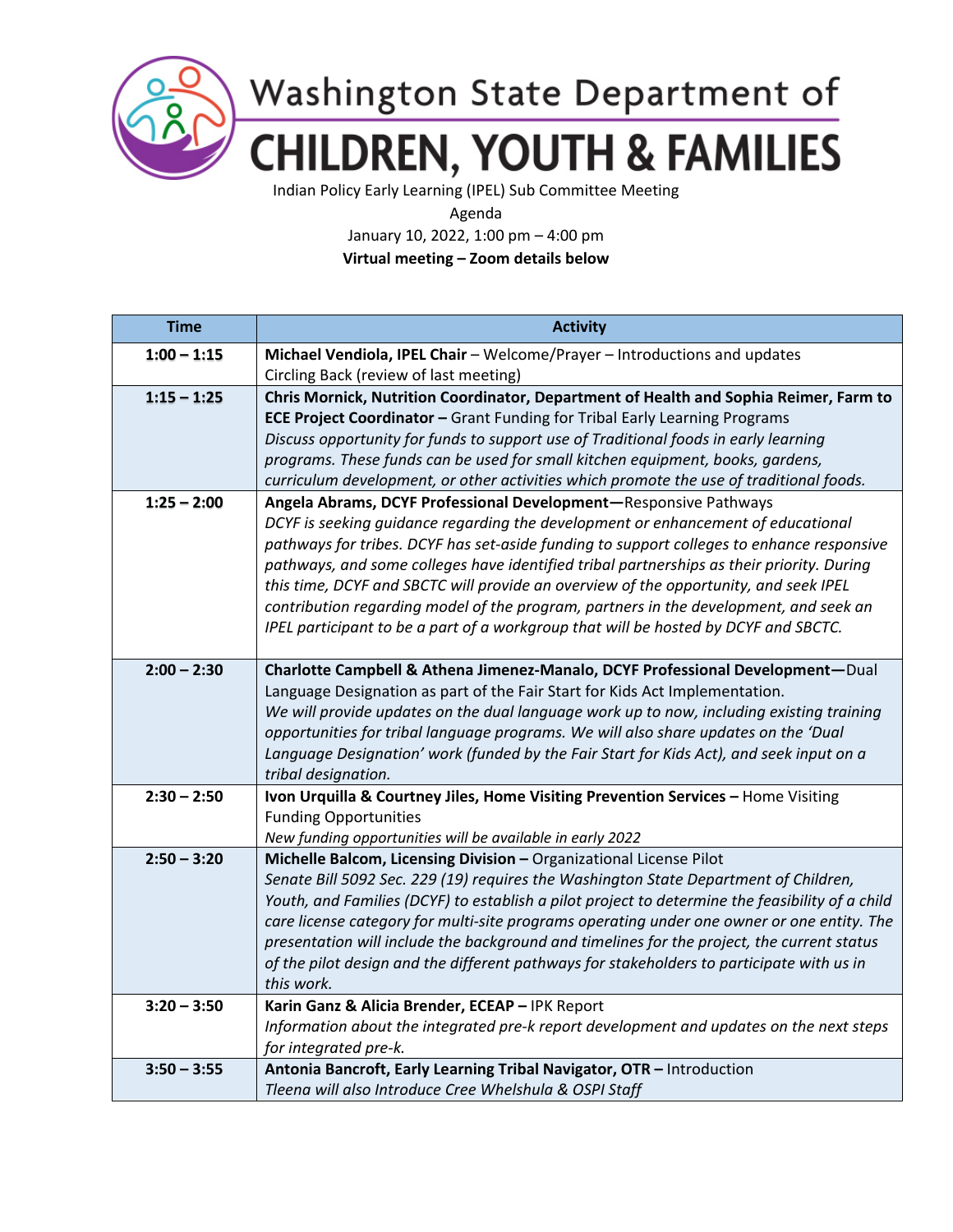# Washington State Department of CHILDREN, YOUTH & FAMILIES

Indian Policy Early Learning (IPEL) Sub Committee Meeting

Agenda

January 10, 2022, 1:00 pm – 4:00 pm

**Virtual meeting – Zoom details below**

| Time | Activity |
|---|---|
| **1:00 – 1:15** | **Michael Vendiola, IPEL Chair** – Welcome/Prayer – Introductions and updates<br>Circling Back (review of last meeting) |
| **1:15 – 1:25** | **Chris Mornick, Nutrition Coordinator, Department of Health and Sophia Reimer, Farm to ECE Project Coordinator –** Grant Funding for Tribal Early Learning Programs<br>*Discuss opportunity for funds to support use of Traditional foods in early learning programs. These funds can be used for small kitchen equipment, books, gardens, curriculum development, or other activities which promote the use of traditional foods.* |
| **1:25 – 2:00** | **Angela Abrams, DCYF Professional Development—**Responsive Pathways<br>*DCYF is seeking guidance regarding the development or enhancement of educational pathways for tribes. DCYF has set-aside funding to support colleges to enhance responsive pathways, and some colleges have identified tribal partnerships as their priority. During this time, DCYF and SBCTC will provide an overview of the opportunity, and seek IPEL contribution regarding model of the program, partners in the development, and seek an IPEL participant to be a part of a workgroup that will be hosted by DCYF and SBCTC.* |
| **2:00 – 2:30** | **Charlotte Campbell & Athena Jimenez-Manalo, DCYF Professional Development—**Dual Language Designation as part of the Fair Start for Kids Act Implementation.<br>*We will provide updates on the dual language work up to now, including existing training opportunities for tribal language programs. We will also share updates on the 'Dual Language Designation' work (funded by the Fair Start for Kids Act), and seek input on a tribal designation.* |
| **2:30 – 2:50** | **Ivon Urquilla & Courtney Jiles, Home Visiting Prevention Services –** Home Visiting Funding Opportunities<br>*New funding opportunities will be available in early 2022* |
| **2:50 – 3:20** | **Michelle Balcom, Licensing Division –** Organizational License Pilot<br>*Senate Bill 5092 Sec. 229 (19) requires the Washington State Department of Children, Youth, and Families (DCYF) to establish a pilot project to determine the feasibility of a child care license category for multi-site programs operating under one owner or one entity. The presentation will include the background and timelines for the project, the current status of the pilot design and the different pathways for stakeholders to participate with us in this work.* |
| **3:20 – 3:50** | **Karin Ganz & Alicia Brender, ECEAP –** IPK Report<br>*Information about the integrated pre-k report development and updates on the next steps for integrated pre-k.* |
| **3:50 – 3:55** | **Antonia Bancroft, Early Learning Tribal Navigator, OTR –** Introduction<br>*Tleena will also Introduce Cree Whelshula & OSPI Staff* |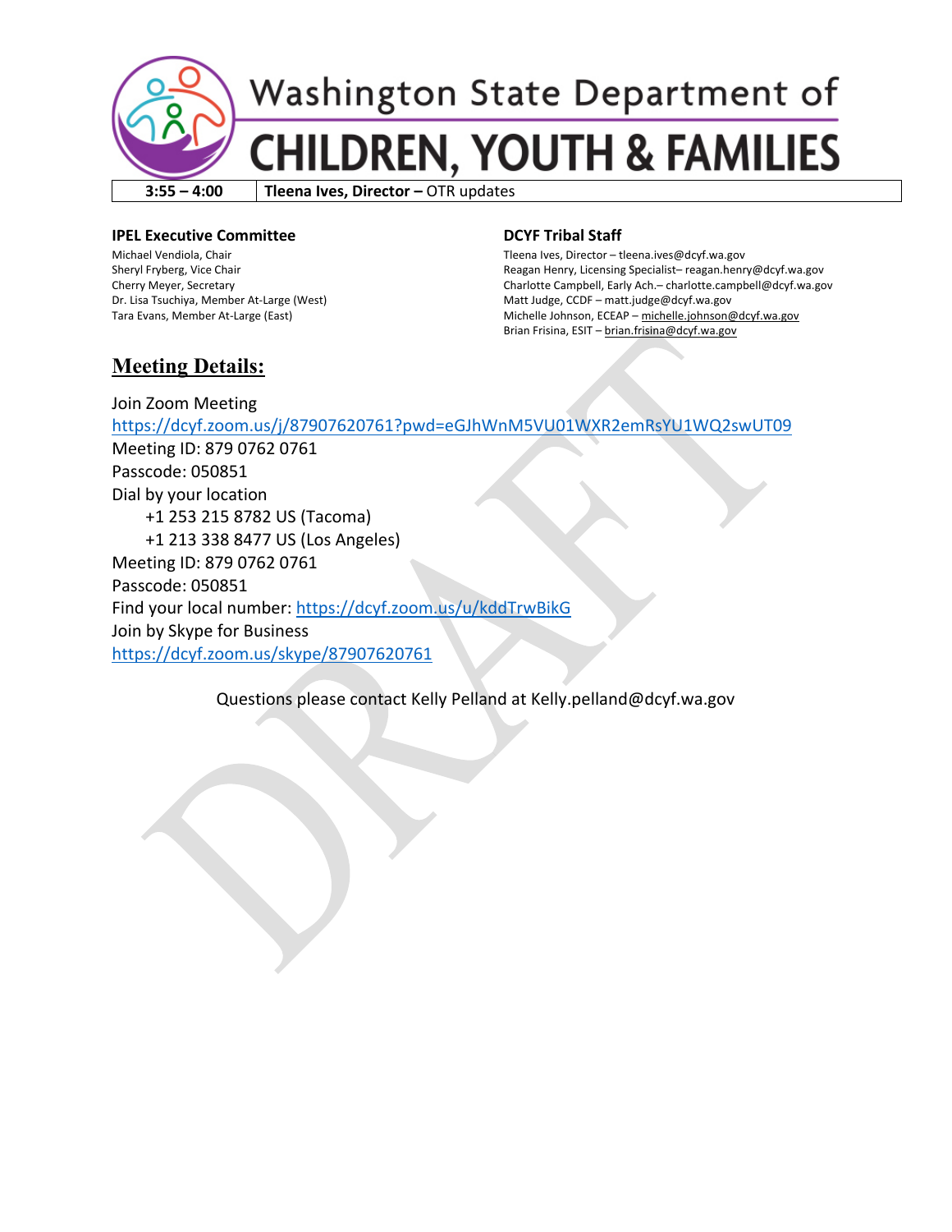# Washington State Department of CHILDREN, YOUTH & FAMILIES

| | |
|---|---|
| **3:55 – 4:00** | **Tleena Ives, Director –** OTR updates |

**IPEL Executive Committee**

Michael Vendiola, Chair
Sheryl Fryberg, Vice Chair
Cherry Meyer, Secretary
Dr. Lisa Tsuchiya, Member At-Large (West)
Tara Evans, Member At-Large (East)

**DCYF Tribal Staff**

Tleena Ives, Director – tleena.ives@dcyf.wa.gov
Reagan Henry, Licensing Specialist– reagan.henry@dcyf.wa.gov
Charlotte Campbell, Early Ach.– charlotte.campbell@dcyf.wa.gov
Matt Judge, CCDF – matt.judge@dcyf.wa.gov
Michelle Johnson, ECEAP – michelle.johnson@dcyf.wa.gov
Brian Frisina, ESIT – brian.frisina@dcyf.wa.gov

## Meeting Details:

Join Zoom Meeting
https://dcyf.zoom.us/j/87907620761?pwd=eGJhWnM5VU01WXR2emRsYU1WQ2swUT09
Meeting ID: 879 0762 0761
Passcode: 050851
Dial by your location
+1 253 215 8782 US (Tacoma)
+1 213 338 8477 US (Los Angeles)
Meeting ID: 879 0762 0761
Passcode: 050851
Find your local number: https://dcyf.zoom.us/u/kddTrwBikG
Join by Skype for Business
https://dcyf.zoom.us/skype/87907620761

Questions please contact Kelly Pelland at Kelly.pelland@dcyf.wa.gov